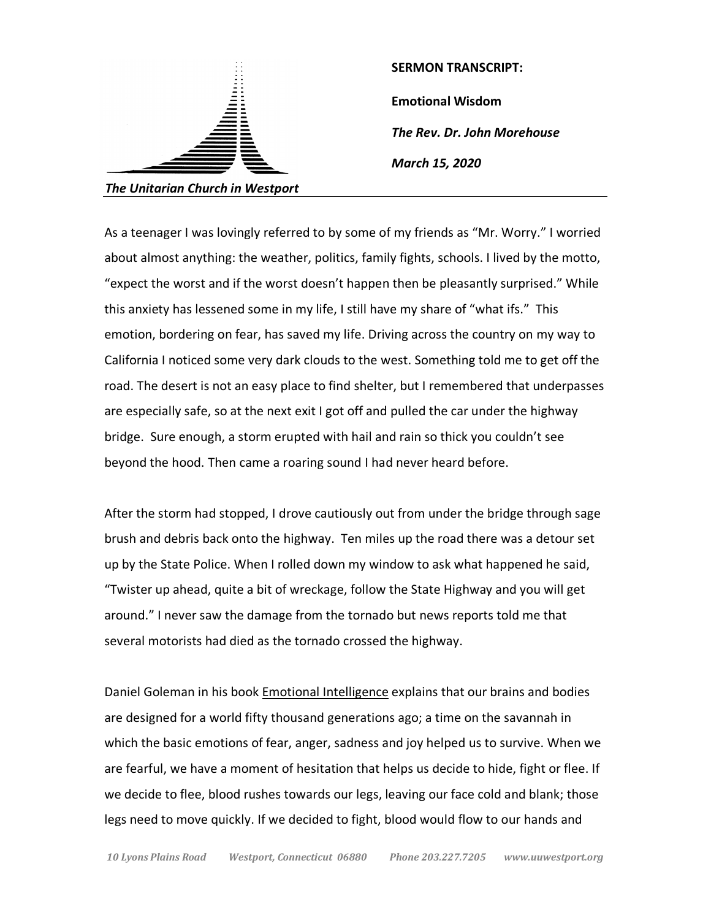**SERMON TRANSCRIPT:**

**Emotional Wisdom**

***The Rev. Dr. John Morehouse***

***March 15, 2020***

***The Unitarian Church in Westport***

---

As a teenager I was lovingly referred to by some of my friends as "Mr. Worry." I worried about almost anything: the weather, politics, family fights, schools. I lived by the motto, "expect the worst and if the worst doesn't happen then be pleasantly surprised." While this anxiety has lessened some in my life, I still have my share of "what ifs." This emotion, bordering on fear, has saved my life. Driving across the country on my way to California I noticed some very dark clouds to the west. Something told me to get off the road. The desert is not an easy place to find shelter, but I remembered that underpasses are especially safe, so at the next exit I got off and pulled the car under the highway bridge. Sure enough, a storm erupted with hail and rain so thick you couldn't see beyond the hood. Then came a roaring sound I had never heard before.

After the storm had stopped, I drove cautiously out from under the bridge through sage brush and debris back onto the highway. Ten miles up the road there was a detour set up by the State Police. When I rolled down my window to ask what happened he said, "Twister up ahead, quite a bit of wreckage, follow the State Highway and you will get around." I never saw the damage from the tornado but news reports told me that several motorists had died as the tornado crossed the highway.

Daniel Goleman in his book Emotional Intelligence explains that our brains and bodies are designed for a world fifty thousand generations ago; a time on the savannah in which the basic emotions of fear, anger, sadness and joy helped us to survive. When we are fearful, we have a moment of hesitation that helps us decide to hide, fight or flee. If we decide to flee, blood rushes towards our legs, leaving our face cold and blank; those legs need to move quickly. If we decided to fight, blood would flow to our hands and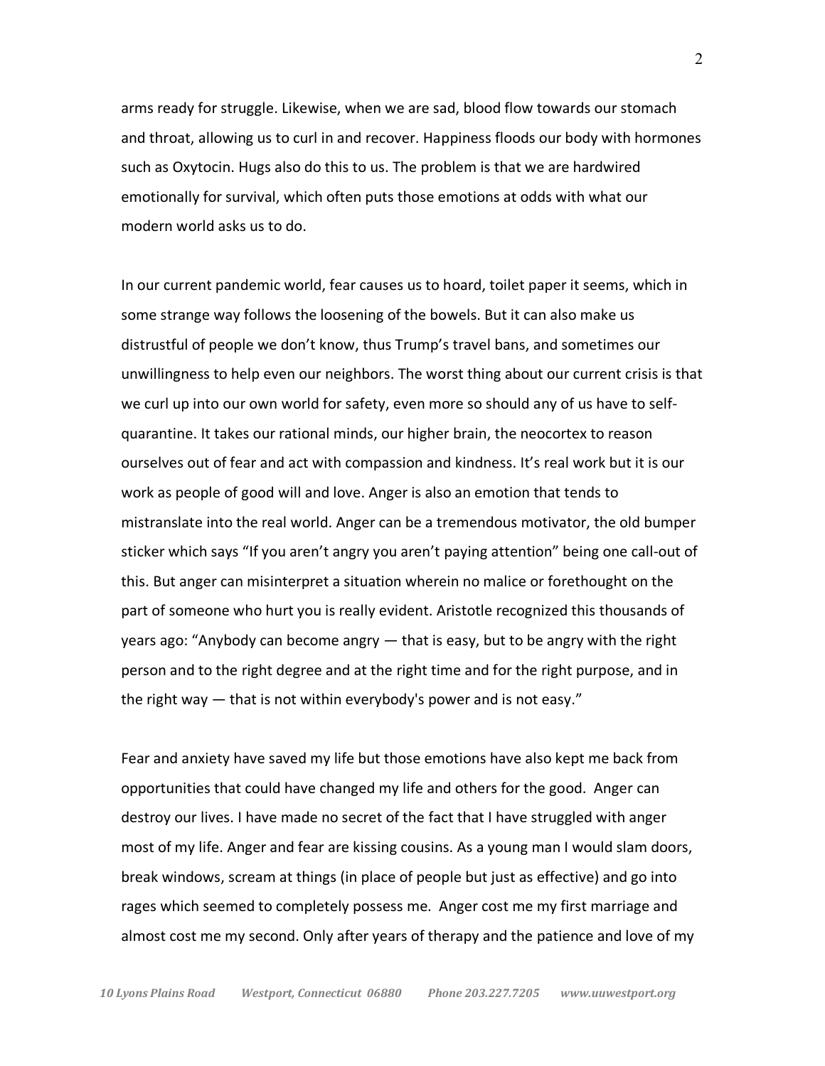arms ready for struggle. Likewise, when we are sad, blood flow towards our stomach and throat, allowing us to curl in and recover. Happiness floods our body with hormones such as Oxytocin. Hugs also do this to us. The problem is that we are hardwired emotionally for survival, which often puts those emotions at odds with what our modern world asks us to do.

In our current pandemic world, fear causes us to hoard, toilet paper it seems, which in some strange way follows the loosening of the bowels. But it can also make us distrustful of people we don't know, thus Trump's travel bans, and sometimes our unwillingness to help even our neighbors. The worst thing about our current crisis is that we curl up into our own world for safety, even more so should any of us have to self-quarantine. It takes our rational minds, our higher brain, the neocortex to reason ourselves out of fear and act with compassion and kindness. It's real work but it is our work as people of good will and love. Anger is also an emotion that tends to mistranslate into the real world. Anger can be a tremendous motivator, the old bumper sticker which says "If you aren't angry you aren't paying attention" being one call-out of this. But anger can misinterpret a situation wherein no malice or forethought on the part of someone who hurt you is really evident. Aristotle recognized this thousands of years ago: "Anybody can become angry — that is easy, but to be angry with the right person and to the right degree and at the right time and for the right purpose, and in the right way — that is not within everybody's power and is not easy."

Fear and anxiety have saved my life but those emotions have also kept me back from opportunities that could have changed my life and others for the good. Anger can destroy our lives. I have made no secret of the fact that I have struggled with anger most of my life. Anger and fear are kissing cousins. As a young man I would slam doors, break windows, scream at things (in place of people but just as effective) and go into rages which seemed to completely possess me. Anger cost me my first marriage and almost cost me my second. Only after years of therapy and the patience and love of my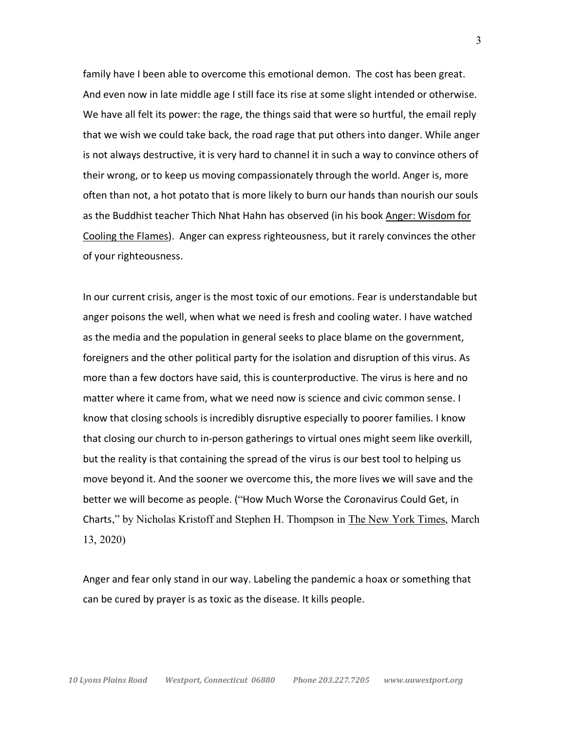family have I been able to overcome this emotional demon. The cost has been great. And even now in late middle age I still face its rise at some slight intended or otherwise. We have all felt its power: the rage, the things said that were so hurtful, the email reply that we wish we could take back, the road rage that put others into danger. While anger is not always destructive, it is very hard to channel it in such a way to convince others of their wrong, or to keep us moving compassionately through the world. Anger is, more often than not, a hot potato that is more likely to burn our hands than nourish our souls as the Buddhist teacher Thich Nhat Hahn has observed (in his book Anger: Wisdom for Cooling the Flames). Anger can express righteousness, but it rarely convinces the other of your righteousness.

In our current crisis, anger is the most toxic of our emotions. Fear is understandable but anger poisons the well, when what we need is fresh and cooling water. I have watched as the media and the population in general seeks to place blame on the government, foreigners and the other political party for the isolation and disruption of this virus. As more than a few doctors have said, this is counterproductive. The virus is here and no matter where it came from, what we need now is science and civic common sense. I know that closing schools is incredibly disruptive especially to poorer families. I know that closing our church to in-person gatherings to virtual ones might seem like overkill, but the reality is that containing the spread of the virus is our best tool to helping us move beyond it. And the sooner we overcome this, the more lives we will save and the better we will become as people. ("How Much Worse the Coronavirus Could Get, in Charts," by Nicholas Kristoff and Stephen H. Thompson in The New York Times, March 13, 2020)

Anger and fear only stand in our way. Labeling the pandemic a hoax or something that can be cured by prayer is as toxic as the disease. It kills people.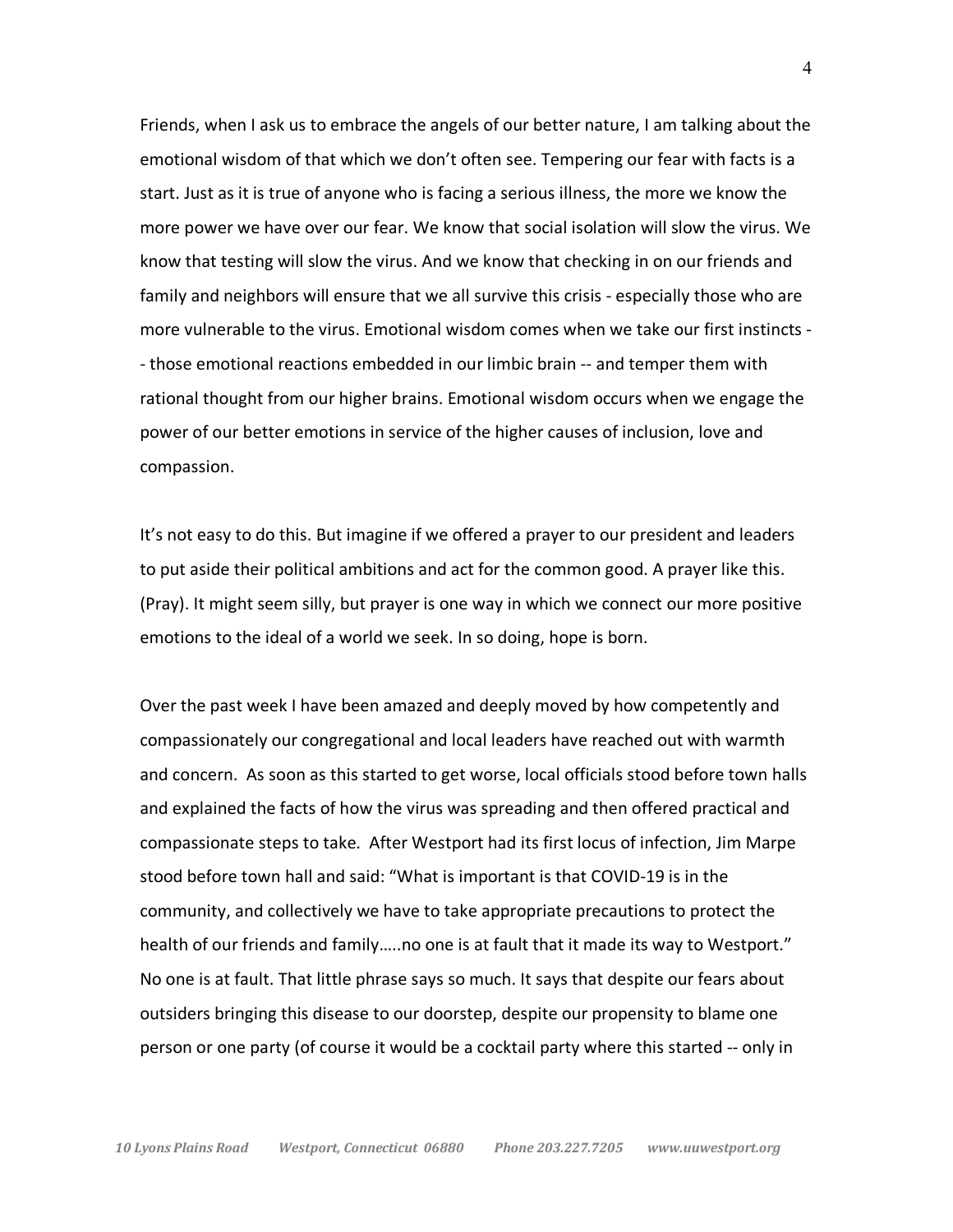Friends, when I ask us to embrace the angels of our better nature, I am talking about the emotional wisdom of that which we don't often see. Tempering our fear with facts is a start. Just as it is true of anyone who is facing a serious illness, the more we know the more power we have over our fear. We know that social isolation will slow the virus. We know that testing will slow the virus. And we know that checking in on our friends and family and neighbors will ensure that we all survive this crisis - especially those who are more vulnerable to the virus. Emotional wisdom comes when we take our first instincts -- those emotional reactions embedded in our limbic brain -- and temper them with rational thought from our higher brains. Emotional wisdom occurs when we engage the power of our better emotions in service of the higher causes of inclusion, love and compassion.

It's not easy to do this. But imagine if we offered a prayer to our president and leaders to put aside their political ambitions and act for the common good. A prayer like this. (Pray). It might seem silly, but prayer is one way in which we connect our more positive emotions to the ideal of a world we seek. In so doing, hope is born.

Over the past week I have been amazed and deeply moved by how competently and compassionately our congregational and local leaders have reached out with warmth and concern. As soon as this started to get worse, local officials stood before town halls and explained the facts of how the virus was spreading and then offered practical and compassionate steps to take. After Westport had its first locus of infection, Jim Marpe stood before town hall and said: "What is important is that COVID-19 is in the community, and collectively we have to take appropriate precautions to protect the health of our friends and family…..no one is at fault that it made its way to Westport." No one is at fault. That little phrase says so much. It says that despite our fears about outsiders bringing this disease to our doorstep, despite our propensity to blame one person or one party (of course it would be a cocktail party where this started -- only in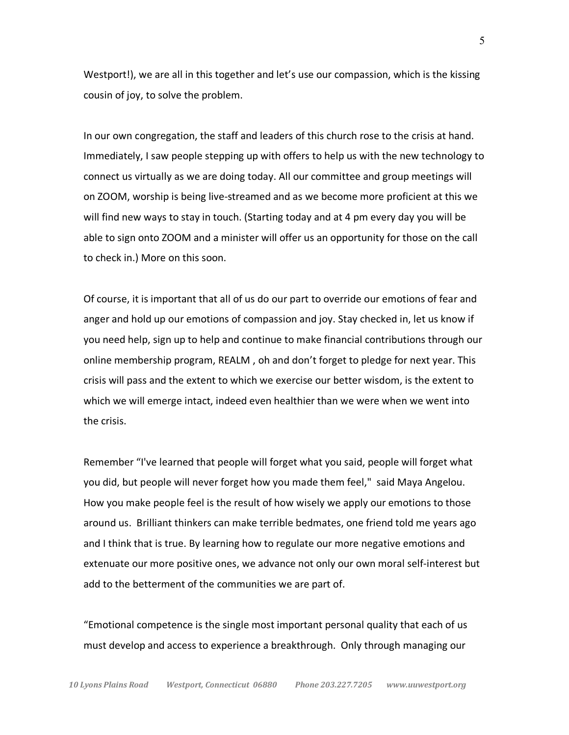Westport!), we are all in this together and let's use our compassion, which is the kissing cousin of joy, to solve the problem.

In our own congregation, the staff and leaders of this church rose to the crisis at hand. Immediately, I saw people stepping up with offers to help us with the new technology to connect us virtually as we are doing today. All our committee and group meetings will on ZOOM, worship is being live-streamed and as we become more proficient at this we will find new ways to stay in touch. (Starting today and at 4 pm every day you will be able to sign onto ZOOM and a minister will offer us an opportunity for those on the call to check in.) More on this soon.

Of course, it is important that all of us do our part to override our emotions of fear and anger and hold up our emotions of compassion and joy. Stay checked in, let us know if you need help, sign up to help and continue to make financial contributions through our online membership program, REALM , oh and don't forget to pledge for next year. This crisis will pass and the extent to which we exercise our better wisdom, is the extent to which we will emerge intact, indeed even healthier than we were when we went into the crisis.

Remember "I've learned that people will forget what you said, people will forget what you did, but people will never forget how you made them feel," said Maya Angelou. How you make people feel is the result of how wisely we apply our emotions to those around us. Brilliant thinkers can make terrible bedmates, one friend told me years ago and I think that is true. By learning how to regulate our more negative emotions and extenuate our more positive ones, we advance not only our own moral self-interest but add to the betterment of the communities we are part of.

"Emotional competence is the single most important personal quality that each of us must develop and access to experience a breakthrough. Only through managing our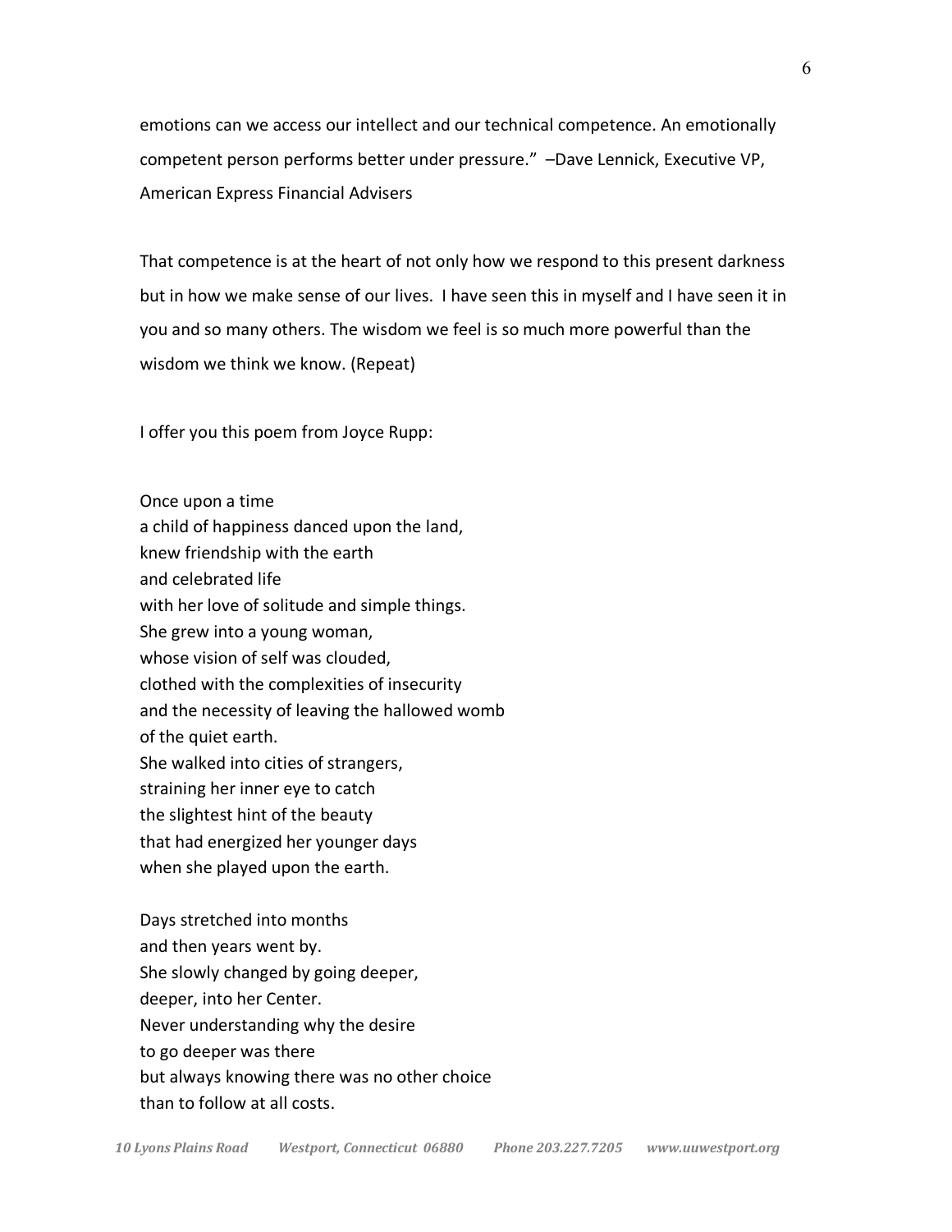emotions can we access our intellect and our technical competence. An emotionally competent person performs better under pressure." –Dave Lennick, Executive VP, American Express Financial Advisers

That competence is at the heart of not only how we respond to this present darkness but in how we make sense of our lives. I have seen this in myself and I have seen it in you and so many others. The wisdom we feel is so much more powerful than the wisdom we think we know. (Repeat)

I offer you this poem from Joyce Rupp:

Once upon a time  
a child of happiness danced upon the land,  
knew friendship with the earth  
and celebrated life  
with her love of solitude and simple things.  
She grew into a young woman,  
whose vision of self was clouded,  
clothed with the complexities of insecurity  
and the necessity of leaving the hallowed womb  
of the quiet earth.  
She walked into cities of strangers,  
straining her inner eye to catch  
the slightest hint of the beauty  
that had energized her younger days  
when she played upon the earth.

Days stretched into months  
and then years went by.  
She slowly changed by going deeper,  
deeper, into her Center.  
Never understanding why the desire  
to go deeper was there  
but always knowing there was no other choice  
than to follow at all costs.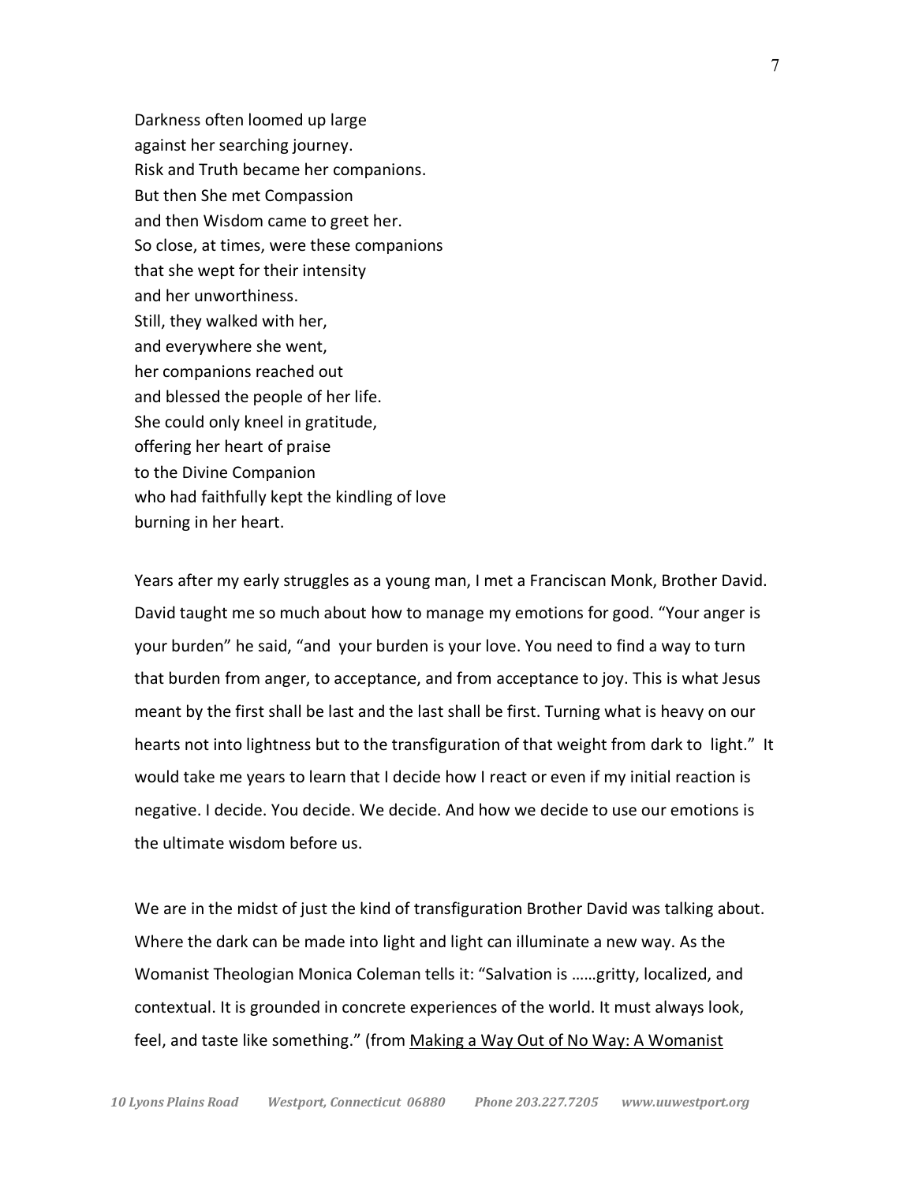Darkness often loomed up large  
against her searching journey.  
Risk and Truth became her companions.  
But then She met Compassion  
and then Wisdom came to greet her.  
So close, at times, were these companions  
that she wept for their intensity  
and her unworthiness.  
Still, they walked with her,  
and everywhere she went,  
her companions reached out  
and blessed the people of her life.  
She could only kneel in gratitude,  
offering her heart of praise  
to the Divine Companion  
who had faithfully kept the kindling of love  
burning in her heart.

Years after my early struggles as a young man, I met a Franciscan Monk, Brother David. David taught me so much about how to manage my emotions for good. "Your anger is your burden" he said, "and your burden is your love. You need to find a way to turn that burden from anger, to acceptance, and from acceptance to joy. This is what Jesus meant by the first shall be last and the last shall be first. Turning what is heavy on our hearts not into lightness but to the transfiguration of that weight from dark to light." It would take me years to learn that I decide how I react or even if my initial reaction is negative. I decide. You decide. We decide. And how we decide to use our emotions is the ultimate wisdom before us.

We are in the midst of just the kind of transfiguration Brother David was talking about. Where the dark can be made into light and light can illuminate a new way. As the Womanist Theologian Monica Coleman tells it: "Salvation is ……gritty, localized, and contextual. It is grounded in concrete experiences of the world. It must always look, feel, and taste like something." (from Making a Way Out of No Way: A Womanist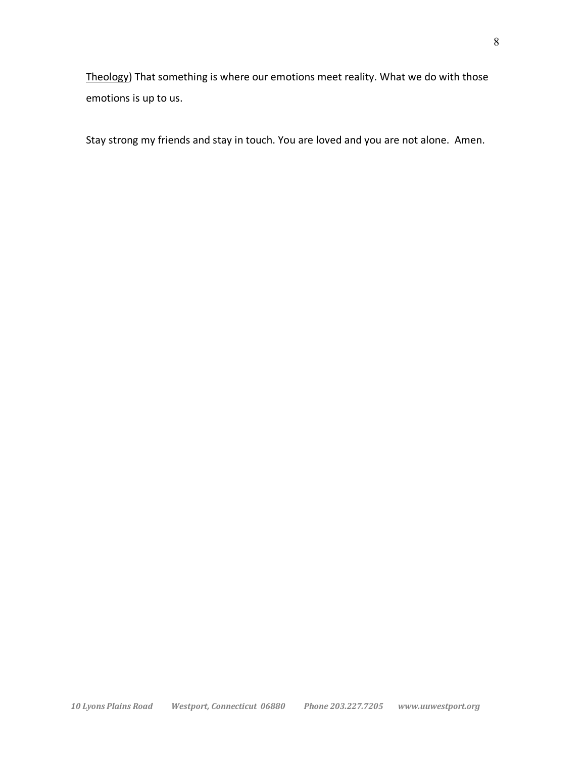Theology) That something is where our emotions meet reality. What we do with those emotions is up to us.

Stay strong my friends and stay in touch. You are loved and you are not alone. Amen.